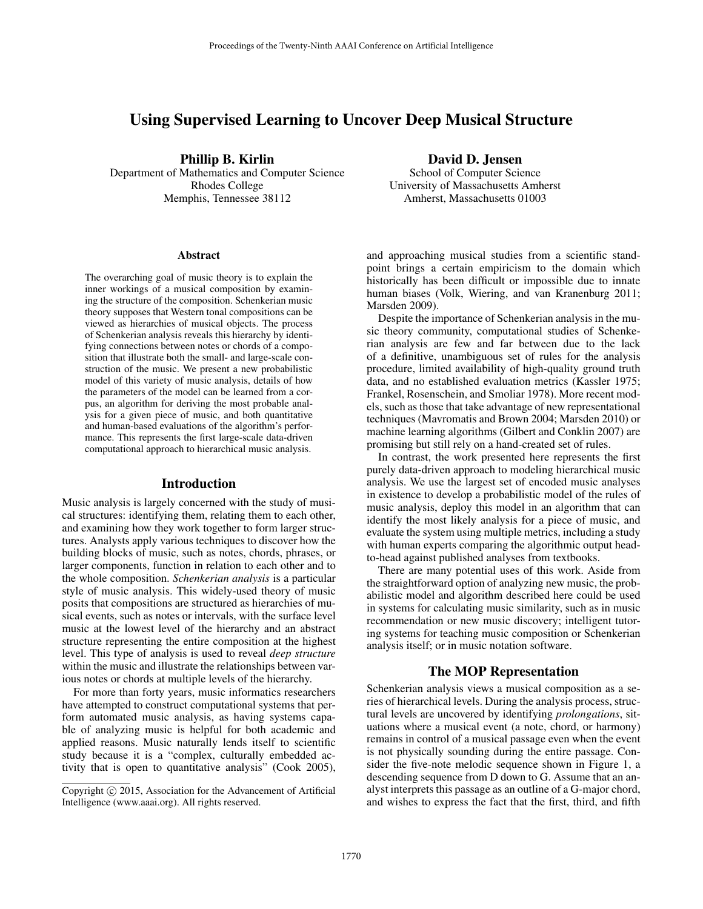# Using Supervised Learning to Uncover Deep Musical Structure

**Phillip B. Kirlin**
Department of Mathematics and Computer Science
Rhodes College
Memphis, Tennessee 38112

**David D. Jensen**
School of Computer Science
University of Massachusetts Amherst
Amherst, Massachusetts 01003

### Abstract

The overarching goal of music theory is to explain the inner workings of a musical composition by examining the structure of the composition. Schenkerian music theory supposes that Western tonal compositions can be viewed as hierarchies of musical objects. The process of Schenkerian analysis reveals this hierarchy by identifying connections between notes or chords of a composition that illustrate both the small- and large-scale construction of the music. We present a new probabilistic model of this variety of music analysis, details of how the parameters of the model can be learned from a corpus, an algorithm for deriving the most probable analysis for a given piece of music, and both quantitative and human-based evaluations of the algorithm's performance. This represents the first large-scale data-driven computational approach to hierarchical music analysis.

## Introduction

Music analysis is largely concerned with the study of musical structures: identifying them, relating them to each other, and examining how they work together to form larger structures. Analysts apply various techniques to discover how the building blocks of music, such as notes, chords, phrases, or larger components, function in relation to each other and to the whole composition. *Schenkerian analysis* is a particular style of music analysis. This widely-used theory of music posits that compositions are structured as hierarchies of musical events, such as notes or intervals, with the surface level music at the lowest level of the hierarchy and an abstract structure representing the entire composition at the highest level. This type of analysis is used to reveal *deep structure* within the music and illustrate the relationships between various notes or chords at multiple levels of the hierarchy.

For more than forty years, music informatics researchers have attempted to construct computational systems that perform automated music analysis, as having systems capable of analyzing music is helpful for both academic and applied reasons. Music naturally lends itself to scientific study because it is a "complex, culturally embedded activity that is open to quantitative analysis" (Cook 2005), and approaching musical studies from a scientific standpoint brings a certain empiricism to the domain which historically has been difficult or impossible due to innate human biases (Volk, Wiering, and van Kranenburg 2011; Marsden 2009).

Despite the importance of Schenkerian analysis in the music theory community, computational studies of Schenkerian analysis are few and far between due to the lack of a definitive, unambiguous set of rules for the analysis procedure, limited availability of high-quality ground truth data, and no established evaluation metrics (Kassler 1975; Frankel, Rosenschein, and Smoliar 1978). More recent models, such as those that take advantage of new representational techniques (Mavromatis and Brown 2004; Marsden 2010) or machine learning algorithms (Gilbert and Conklin 2007) are promising but still rely on a hand-created set of rules.

In contrast, the work presented here represents the first purely data-driven approach to modeling hierarchical music analysis. We use the largest set of encoded music analyses in existence to develop a probabilistic model of the rules of music analysis, deploy this model in an algorithm that can identify the most likely analysis for a piece of music, and evaluate the system using multiple metrics, including a study with human experts comparing the algorithmic output head-to-head against published analyses from textbooks.

There are many potential uses of this work. Aside from the straightforward option of analyzing new music, the probabilistic model and algorithm described here could be used in systems for calculating music similarity, such as in music recommendation or new music discovery; intelligent tutoring systems for teaching music composition or Schenkerian analysis itself; or in music notation software.

## The MOP Representation

Schenkerian analysis views a musical composition as a series of hierarchical levels. During the analysis process, structural levels are uncovered by identifying *prolongations*, situations where a musical event (a note, chord, or harmony) remains in control of a musical passage even when the event is not physically sounding during the entire passage. Consider the five-note melodic sequence shown in Figure 1, a descending sequence from D down to G. Assume that an analyst interprets this passage as an outline of a G-major chord, and wishes to express the fact that the first, third, and fifth

Copyright © 2015, Association for the Advancement of Artificial Intelligence (www.aaai.org). All rights reserved.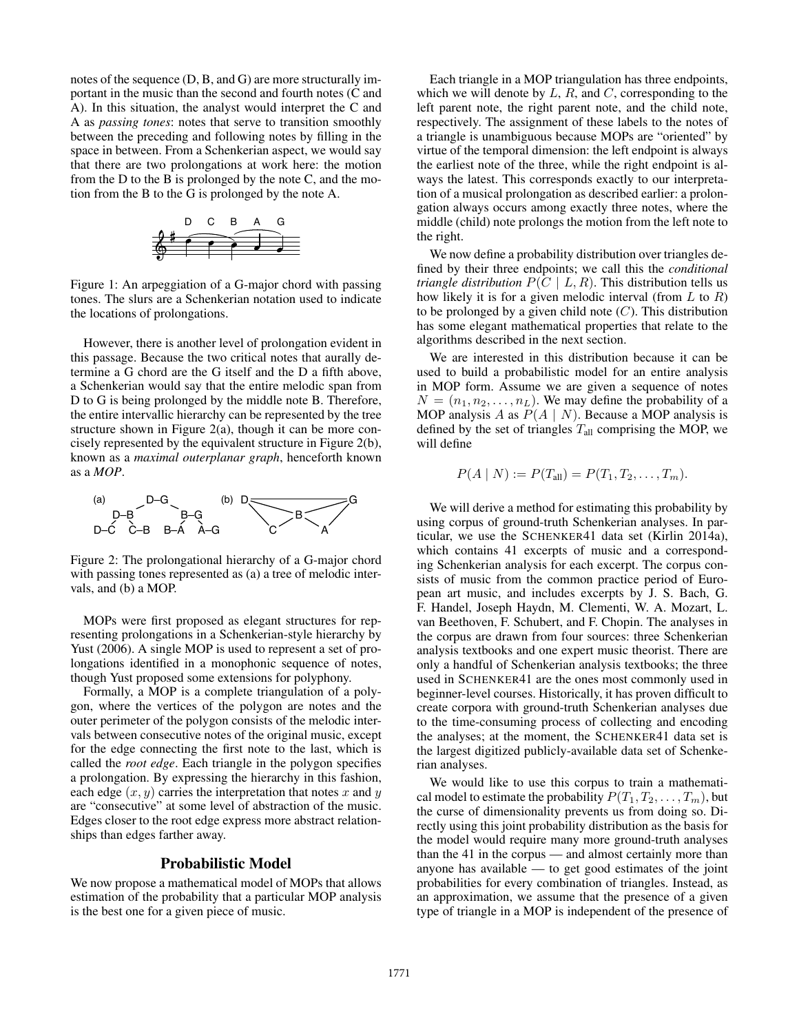notes of the sequence (D, B, and G) are more structurally important in the music than the second and fourth notes (C and A). In this situation, the analyst would interpret the C and A as *passing tones*: notes that serve to transition smoothly between the preceding and following notes by filling in the space in between. From a Schenkerian aspect, we would say that there are two prolongations at work here: the motion from the D to the B is prolonged by the note C, and the motion from the B to the G is prolonged by the note A.

Figure 1: An arpeggiation of a G-major chord with passing tones. The slurs are a Schenkerian notation used to indicate the locations of prolongations.

However, there is another level of prolongation evident in this passage. Because the two critical notes that aurally determine a G chord are the G itself and the D a fifth above, a Schenkerian would say that the entire melodic span from D to G is being prolonged by the middle note B. Therefore, the entire intervallic hierarchy can be represented by the tree structure shown in Figure 2(a), though it can be more concisely represented by the equivalent structure in Figure 2(b), known as a *maximal outerplanar graph*, henceforth known as a *MOP*.

Figure 2: The prolongational hierarchy of a G-major chord with passing tones represented as (a) a tree of melodic intervals, and (b) a MOP.

MOPs were first proposed as elegant structures for representing prolongations in a Schenkerian-style hierarchy by Yust (2006). A single MOP is used to represent a set of prolongations identified in a monophonic sequence of notes, though Yust proposed some extensions for polyphony.

Formally, a MOP is a complete triangulation of a polygon, where the vertices of the polygon are notes and the outer perimeter of the polygon consists of the melodic intervals between consecutive notes of the original music, except for the edge connecting the first note to the last, which is called the *root edge*. Each triangle in the polygon specifies a prolongation. By expressing the hierarchy in this fashion, each edge $(x, y)$ carries the interpretation that notes $x$ and $y$ are "consecutive" at some level of abstraction of the music. Edges closer to the root edge express more abstract relationships than edges farther away.

## Probabilistic Model

We now propose a mathematical model of MOPs that allows estimation of the probability that a particular MOP analysis is the best one for a given piece of music.

Each triangle in a MOP triangulation has three endpoints, which we will denote by $L$, $R$, and $C$, corresponding to the left parent note, the right parent note, and the child note, respectively. The assignment of these labels to the notes of a triangle is unambiguous because MOPs are "oriented" by virtue of the temporal dimension: the left endpoint is always the earliest note of the three, while the right endpoint is always the latest. This corresponds exactly to our interpretation of a musical prolongation as described earlier: a prolongation always occurs among exactly three notes, where the middle (child) note prolongs the motion from the left note to the right.

We now define a probability distribution over triangles defined by their three endpoints; we call this the *conditional triangle distribution* $P(C \mid L, R)$. This distribution tells us how likely it is for a given melodic interval (from $L$ to $R$) to be prolonged by a given child note ($C$). This distribution has some elegant mathematical properties that relate to the algorithms described in the next section.

We are interested in this distribution because it can be used to build a probabilistic model for an entire analysis in MOP form. Assume we are given a sequence of notes $N = (n_1, n_2, \ldots, n_L)$. We may define the probability of a MOP analysis $A$ as $P(A \mid N)$. Because a MOP analysis is defined by the set of triangles $T_{\text{all}}$ comprising the MOP, we will define

$$P(A \mid N) := P(T_{\text{all}}) = P(T_1, T_2, \ldots, T_m).$$

We will derive a method for estimating this probability by using corpus of ground-truth Schenkerian analyses. In particular, we use the SCHENKER41 data set (Kirlin 2014a), which contains 41 excerpts of music and a corresponding Schenkerian analysis for each excerpt. The corpus consists of music from the common practice period of European art music, and includes excerpts by J. S. Bach, G. F. Handel, Joseph Haydn, M. Clementi, W. A. Mozart, L. van Beethoven, F. Schubert, and F. Chopin. The analyses in the corpus are drawn from four sources: three Schenkerian analysis textbooks and one expert music theorist. There are only a handful of Schenkerian analysis textbooks; the three used in SCHENKER41 are the ones most commonly used in beginner-level courses. Historically, it has proven difficult to create corpora with ground-truth Schenkerian analyses due to the time-consuming process of collecting and encoding the analyses; at the moment, the SCHENKER41 data set is the largest digitized publicly-available data set of Schenkerian analyses.

We would like to use this corpus to train a mathematical model to estimate the probability $P(T_1, T_2, \ldots, T_m)$, but the curse of dimensionality prevents us from doing so. Directly using this joint probability distribution as the basis for the model would require many more ground-truth analyses than the 41 in the corpus — and almost certainly more than anyone has available — to get good estimates of the joint probabilities for every combination of triangles. Instead, as an approximation, we assume that the presence of a given type of triangle in a MOP is independent of the presence of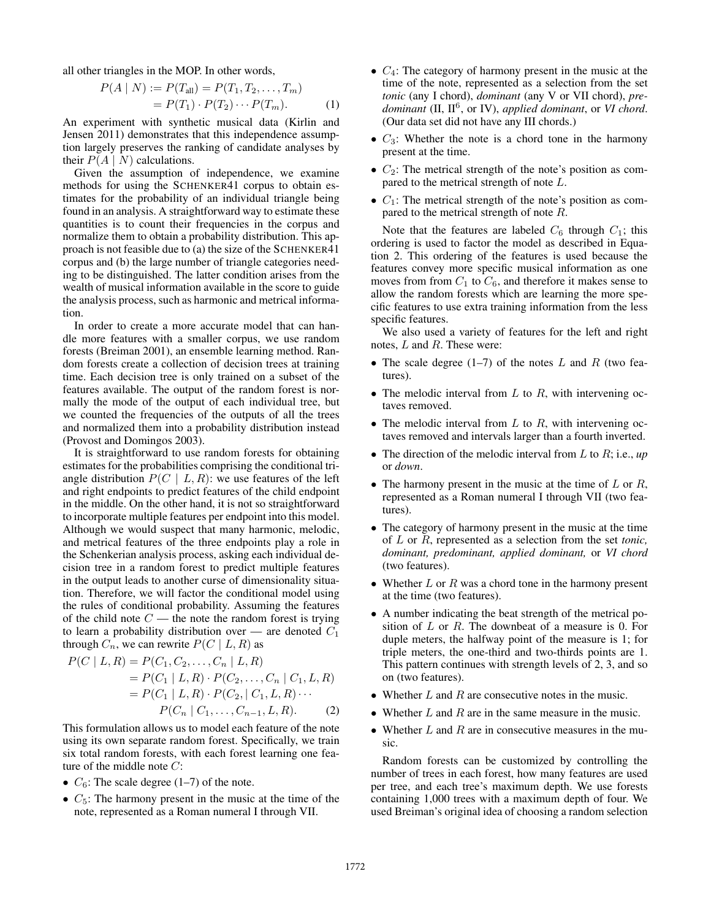all other triangles in the MOP. In other words,

$$P(A \mid N) := P(T_{\text{all}}) = P(T_1, T_2, \ldots, T_m) = P(T_1) \cdot P(T_2) \cdots P(T_m). \quad (1)$$

An experiment with synthetic musical data (Kirlin and Jensen 2011) demonstrates that this independence assumption largely preserves the ranking of candidate analyses by their $P(A \mid N)$ calculations.

Given the assumption of independence, we examine methods for using the SCHENKER41 corpus to obtain estimates for the probability of an individual triangle being found in an analysis. A straightforward way to estimate these quantities is to count their frequencies in the corpus and normalize them to obtain a probability distribution. This approach is not feasible due to (a) the size of the SCHENKER41 corpus and (b) the large number of triangle categories needing to be distinguished. The latter condition arises from the wealth of musical information available in the score to guide the analysis process, such as harmonic and metrical information.

In order to create a more accurate model that can handle more features with a smaller corpus, we use random forests (Breiman 2001), an ensemble learning method. Random forests create a collection of decision trees at training time. Each decision tree is only trained on a subset of the features available. The output of the random forest is normally the mode of the output of each individual tree, but we counted the frequencies of the outputs of all the trees and normalized them into a probability distribution instead (Provost and Domingos 2003).

It is straightforward to use random forests for obtaining estimates for the probabilities comprising the conditional triangle distribution $P(C \mid L, R)$: we use features of the left and right endpoints to predict features of the child endpoint in the middle. On the other hand, it is not so straightforward to incorporate multiple features per endpoint into this model. Although we would suspect that many harmonic, melodic, and metrical features of the three endpoints play a role in the Schenkerian analysis process, asking each individual decision tree in a random forest to predict multiple features in the output leads to another curse of dimensionality situation. Therefore, we will factor the conditional model using the rules of conditional probability. Assuming the features of the child note $C$ — the note the random forest is trying to learn a probability distribution over — are denoted $C_1$ through $C_n$, we can rewrite $P(C \mid L, R)$ as

$$\begin{aligned} P(C \mid L, R) &= P(C_1, C_2, \ldots, C_n \mid L, R) \\ &= P(C_1 \mid L, R) \cdot P(C_2, \ldots, C_n \mid C_1, L, R) \\ &= P(C_1 \mid L, R) \cdot P(C_2, \mid C_1, L, R) \cdots \\ &\qquad P(C_n \mid C_1, \ldots, C_{n-1}, L, R). \end{aligned} \quad (2)$$

This formulation allows us to model each feature of the note using its own separate random forest. Specifically, we train six total random forests, with each forest learning one feature of the middle note $C$:

- $C_6$: The scale degree (1–7) of the note.
- $C_5$: The harmony present in the music at the time of the note, represented as a Roman numeral I through VII.
- $C_4$: The category of harmony present in the music at the time of the note, represented as a selection from the set *tonic* (any I chord), *dominant* (any V or VII chord), *predominant* (II, II$^6$, or IV), *applied dominant*, or *VI chord*. (Our data set did not have any III chords.)
- $C_3$: Whether the note is a chord tone in the harmony present at the time.
- $C_2$: The metrical strength of the note's position as compared to the metrical strength of note $L$.
- $C_1$: The metrical strength of the note's position as compared to the metrical strength of note $R$.

Note that the features are labeled $C_6$ through $C_1$; this ordering is used to factor the model as described in Equation 2. This ordering of the features is used because the features convey more specific musical information as one moves from from $C_1$ to $C_6$, and therefore it makes sense to allow the random forests which are learning the more specific features to use extra training information from the less specific features.

We also used a variety of features for the left and right notes, $L$ and $R$. These were:

- The scale degree (1–7) of the notes $L$ and $R$ (two features).
- The melodic interval from $L$ to $R$, with intervening octaves removed.
- The melodic interval from $L$ to $R$, with intervening octaves removed and intervals larger than a fourth inverted.
- The direction of the melodic interval from $L$ to $R$; i.e., *up* or *down*.
- The harmony present in the music at the time of $L$ or $R$, represented as a Roman numeral I through VII (two features).
- The category of harmony present in the music at the time of $L$ or $R$, represented as a selection from the set *tonic, dominant, predominant, applied dominant,* or *VI chord* (two features).
- Whether $L$ or $R$ was a chord tone in the harmony present at the time (two features).
- A number indicating the beat strength of the metrical position of $L$ or $R$. The downbeat of a measure is 0. For duple meters, the halfway point of the measure is 1; for triple meters, the one-third and two-thirds points are 1. This pattern continues with strength levels of 2, 3, and so on (two features).
- Whether $L$ and $R$ are consecutive notes in the music.
- Whether $L$ and $R$ are in the same measure in the music.
- Whether $L$ and $R$ are in consecutive measures in the music.

Random forests can be customized by controlling the number of trees in each forest, how many features are used per tree, and each tree's maximum depth. We use forests containing 1,000 trees with a maximum depth of four. We used Breiman's original idea of choosing a random selection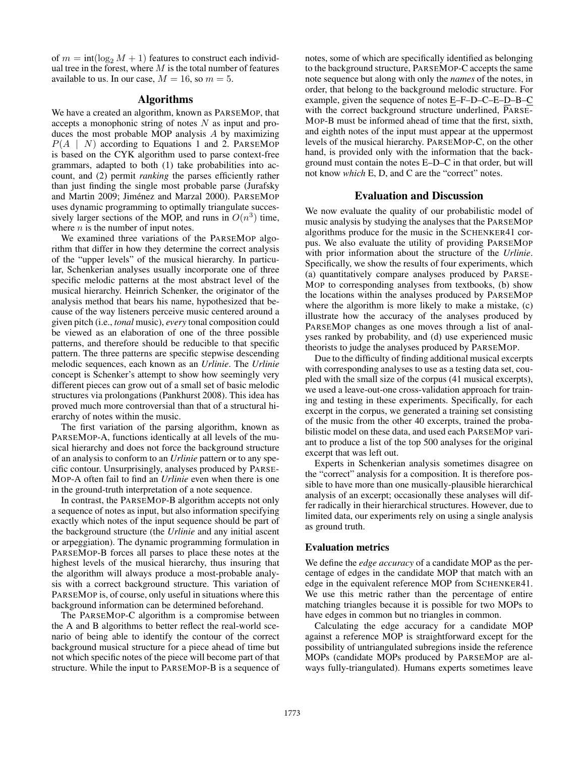of $m = \text{int}(\log_2 M + 1)$ features to construct each individual tree in the forest, where $M$ is the total number of features available to us. In our case, $M = 16$, so $m = 5$.

## Algorithms

We have a created an algorithm, known as PARSEMOP, that accepts a monophonic string of notes $N$ as input and produces the most probable MOP analysis $A$ by maximizing $P(A \mid N)$ according to Equations 1 and 2. PARSEMOP is based on the CYK algorithm used to parse context-free grammars, adapted to both (1) take probabilities into account, and (2) permit *ranking* the parses efficiently rather than just finding the single most probable parse (Jurafsky and Martin 2009; Jiménez and Marzal 2000). PARSEMOP uses dynamic programming to optimally triangulate successively larger sections of the MOP, and runs in $O(n^3)$ time, where $n$ is the number of input notes.

We examined three variations of the PARSEMOP algorithm that differ in how they determine the correct analysis of the "upper levels" of the musical hierarchy. In particular, Schenkerian analyses usually incorporate one of three specific melodic patterns at the most abstract level of the musical hierarchy. Heinrich Schenker, the originator of the analysis method that bears his name, hypothesized that because of the way listeners perceive music centered around a given pitch (i.e., *tonal* music), *every* tonal composition could be viewed as an elaboration of one of the three possible patterns, and therefore should be reducible to that specific pattern. The three patterns are specific stepwise descending melodic sequences, each known as an *Urlinie*. The *Urlinie* concept is Schenker's attempt to show how seemingly very different pieces can grow out of a small set of basic melodic structures via prolongations (Pankhurst 2008). This idea has proved much more controversial than that of a structural hierarchy of notes within the music.

The first variation of the parsing algorithm, known as PARSEMOP-A, functions identically at all levels of the musical hierarchy and does not force the background structure of an analysis to conform to an *Urlinie* pattern or to any specific contour. Unsurprisingly, analyses produced by PARSEMOP-A often fail to find an *Urlinie* even when there is one in the ground-truth interpretation of a note sequence.

In contrast, the PARSEMOP-B algorithm accepts not only a sequence of notes as input, but also information specifying exactly which notes of the input sequence should be part of the background structure (the *Urlinie* and any initial ascent or arpeggiation). The dynamic programming formulation in PARSEMOP-B forces all parses to place these notes at the highest levels of the musical hierarchy, thus insuring that the algorithm will always produce a most-probable analysis with a correct background structure. This variation of PARSEMOP is, of course, only useful in situations where this background information can be determined beforehand.

The PARSEMOP-C algorithm is a compromise between the A and B algorithms to better reflect the real-world scenario of being able to identify the contour of the correct background musical structure for a piece ahead of time but not which specific notes of the piece will become part of that structure. While the input to PARSEMOP-B is a sequence of notes, some of which are specifically identified as belonging to the background structure, PARSEMOP-C accepts the same note sequence but along with only the *names* of the notes, in order, that belong to the background melodic structure. For example, given the sequence of notes <u>E</u>–F–D–C–E–<u>D</u>–B–<u>C</u> with the correct background structure underlined, PARSEMOP-B must be informed ahead of time that the first, sixth, and eighth notes of the input must appear at the uppermost levels of the musical hierarchy. PARSEMOP-C, on the other hand, is provided only with the information that the background must contain the notes E–D–C in that order, but will not know *which* E, D, and C are the "correct" notes.

## Evaluation and Discussion

We now evaluate the quality of our probabilistic model of music analysis by studying the analyses that the PARSEMOP algorithms produce for the music in the SCHENKER41 corpus. We also evaluate the utility of providing PARSEMOP with prior information about the structure of the *Urlinie*. Specifically, we show the results of four experiments, which (a) quantitatively compare analyses produced by PARSEMOP to corresponding analyses from textbooks, (b) show the locations within the analyses produced by PARSEMOP where the algorithm is more likely to make a mistake, (c) illustrate how the accuracy of the analyses produced by PARSEMOP changes as one moves through a list of analyses ranked by probability, and (d) use experienced music theorists to judge the analyses produced by PARSEMOP.

Due to the difficulty of finding additional musical excerpts with corresponding analyses to use as a testing data set, coupled with the small size of the corpus (41 musical excerpts), we used a leave-out-one cross-validation approach for training and testing in these experiments. Specifically, for each excerpt in the corpus, we generated a training set consisting of the music from the other 40 excerpts, trained the probabilistic model on these data, and used each PARSEMOP variant to produce a list of the top 500 analyses for the original excerpt that was left out.

Experts in Schenkerian analysis sometimes disagree on the "correct" analysis for a composition. It is therefore possible to have more than one musically-plausible hierarchical analysis of an excerpt; occasionally these analyses will differ radically in their hierarchical structures. However, due to limited data, our experiments rely on using a single analysis as ground truth.

### Evaluation metrics

We define the *edge accuracy* of a candidate MOP as the percentage of edges in the candidate MOP that match with an edge in the equivalent reference MOP from SCHENKER41. We use this metric rather than the percentage of entire matching triangles because it is possible for two MOPs to have edges in common but no triangles in common.

Calculating the edge accuracy for a candidate MOP against a reference MOP is straightforward except for the possibility of untriangulated subregions inside the reference MOPs (candidate MOPs produced by PARSEMOP are always fully-triangulated). Humans experts sometimes leave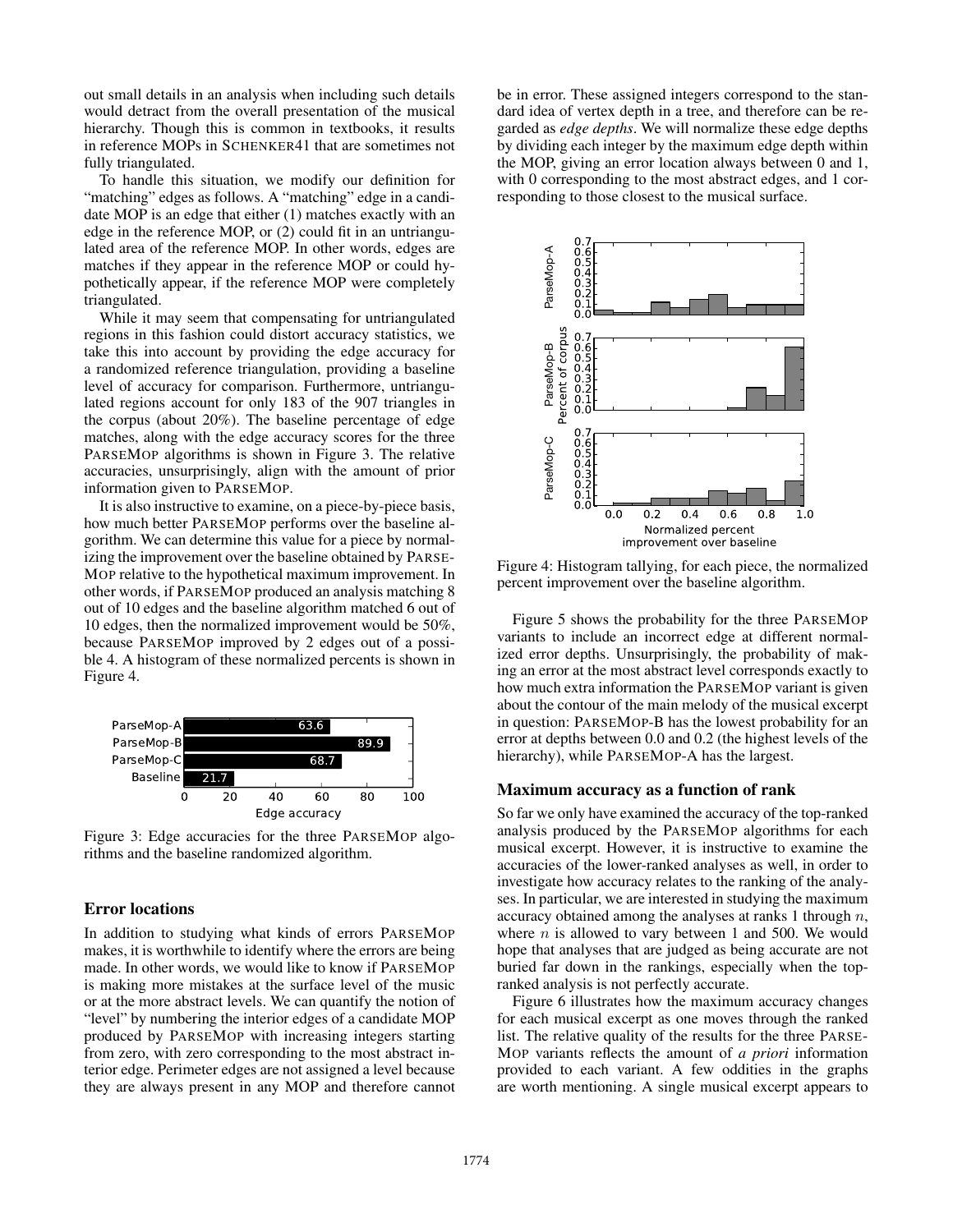out small details in an analysis when including such details would detract from the overall presentation of the musical hierarchy. Though this is common in textbooks, it results in reference MOPs in SCHENKER41 that are sometimes not fully triangulated.

To handle this situation, we modify our definition for "matching" edges as follows. A "matching" edge in a candidate MOP is an edge that either (1) matches exactly with an edge in the reference MOP, or (2) could fit in an untriangulated area of the reference MOP. In other words, edges are matches if they appear in the reference MOP or could hypothetically appear, if the reference MOP were completely triangulated.

While it may seem that compensating for untriangulated regions in this fashion could distort accuracy statistics, we take this into account by providing the edge accuracy for a randomized reference triangulation, providing a baseline level of accuracy for comparison. Furthermore, untriangulated regions account for only 183 of the 907 triangles in the corpus (about 20%). The baseline percentage of edge matches, along with the edge accuracy scores for the three PARSEMOP algorithms is shown in Figure 3. The relative accuracies, unsurprisingly, align with the amount of prior information given to PARSEMOP.

It is also instructive to examine, on a piece-by-piece basis, how much better PARSEMOP performs over the baseline algorithm. We can determine this value for a piece by normalizing the improvement over the baseline obtained by PARSEMOP relative to the hypothetical maximum improvement. In other words, if PARSEMOP produced an analysis matching 8 out of 10 edges and the baseline algorithm matched 6 out of 10 edges, then the normalized improvement would be 50%, because PARSEMOP improved by 2 edges out of a possible 4. A histogram of these normalized percents is shown in Figure 4.

| Algorithm | Edge accuracy |
|---|---|
| ParseMop-A | 63.6 |
| ParseMop-B | 89.9 |
| ParseMop-C | 68.7 |
| Baseline | 21.7 |

Figure 3: Edge accuracies for the three PARSEMOP algorithms and the baseline randomized algorithm.

## Error locations

In addition to studying what kinds of errors PARSEMOP makes, it is worthwhile to identify where the errors are being made. In other words, we would like to know if PARSEMOP is making more mistakes at the surface level of the music or at the more abstract levels. We can quantify the notion of "level" by numbering the interior edges of a candidate MOP produced by PARSEMOP with increasing integers starting from zero, with zero corresponding to the most abstract interior edge. Perimeter edges are not assigned a level because they are always present in any MOP and therefore cannot be in error. These assigned integers correspond to the standard idea of vertex depth in a tree, and therefore can be regarded as *edge depths*. We will normalize these edge depths by dividing each integer by the maximum edge depth within the MOP, giving an error location always between 0 and 1, with 0 corresponding to the most abstract edges, and 1 corresponding to those closest to the musical surface.

Figure 4: Histogram tallying, for each piece, the normalized percent improvement over the baseline algorithm.

Figure 5 shows the probability for the three PARSEMOP variants to include an incorrect edge at different normalized error depths. Unsurprisingly, the probability of making an error at the most abstract level corresponds exactly to how much extra information the PARSEMOP variant is given about the contour of the main melody of the musical excerpt in question: PARSEMOP-B has the lowest probability for an error at depths between 0.0 and 0.2 (the highest levels of the hierarchy), while PARSEMOP-A has the largest.

## Maximum accuracy as a function of rank

So far we only have examined the accuracy of the top-ranked analysis produced by the PARSEMOP algorithms for each musical excerpt. However, it is instructive to examine the accuracies of the lower-ranked analyses as well, in order to investigate how accuracy relates to the ranking of the analyses. In particular, we are interested in studying the maximum accuracy obtained among the analyses at ranks 1 through $n$, where $n$ is allowed to vary between 1 and 500. We would hope that analyses that are judged as being accurate are not buried far down in the rankings, especially when the top-ranked analysis is not perfectly accurate.

Figure 6 illustrates how the maximum accuracy changes for each musical excerpt as one moves through the ranked list. The relative quality of the results for the three PARSEMOP variants reflects the amount of *a priori* information provided to each variant. A few oddities in the graphs are worth mentioning. A single musical excerpt appears to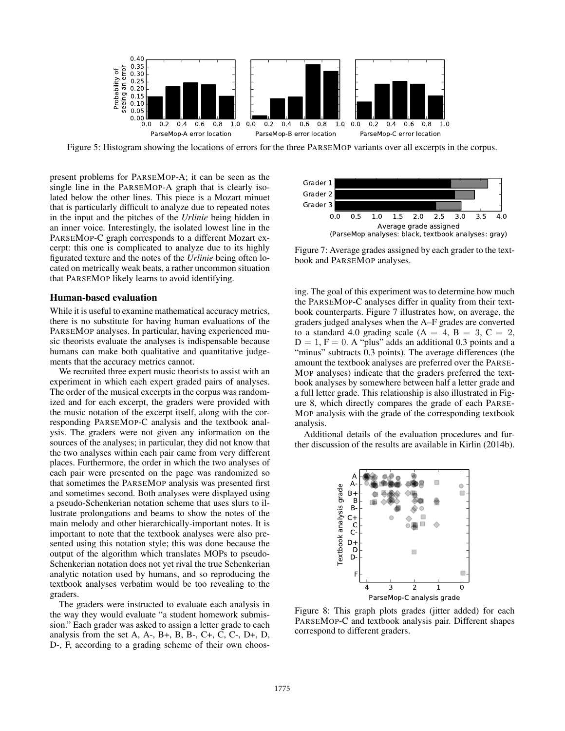Figure 5: Histogram showing the locations of errors for the three PARSEMOP variants over all excerpts in the corpus.

present problems for PARSEMOP-A; it can be seen as the single line in the PARSEMOP-A graph that is clearly isolated below the other lines. This piece is a Mozart minuet that is particularly difficult to analyze due to repeated notes in the input and the pitches of the *Urlinie* being hidden in an inner voice. Interestingly, the isolated lowest line in the PARSEMOP-C graph corresponds to a different Mozart excerpt: this one is complicated to analyze due to its highly figurated texture and the notes of the *Urlinie* being often located on metrically weak beats, a rather uncommon situation that PARSEMOP likely learns to avoid identifying.

## Human-based evaluation

While it is useful to examine mathematical accuracy metrics, there is no substitute for having human evaluations of the PARSEMOP analyses. In particular, having experienced music theorists evaluate the analyses is indispensable because humans can make both qualitative and quantitative judgements that the accuracy metrics cannot.

We recruited three expert music theorists to assist with an experiment in which each expert graded pairs of analyses. The order of the musical excerpts in the corpus was randomized and for each excerpt, the graders were provided with the music notation of the excerpt itself, along with the corresponding PARSEMOP-C analysis and the textbook analysis. The graders were not given any information on the sources of the analyses; in particular, they did not know that the two analyses within each pair came from very different places. Furthermore, the order in which the two analyses of each pair were presented on the page was randomized so that sometimes the PARSEMOP analysis was presented first and sometimes second. Both analyses were displayed using a pseudo-Schenkerian notation scheme that uses slurs to illustrate prolongations and beams to show the notes of the main melody and other hierarchically-important notes. It is important to note that the textbook analyses were also presented using this notation style; this was done because the output of the algorithm which translates MOPs to pseudo-Schenkerian notation does not yet rival the true Schenkerian analytic notation used by humans, and so reproducing the textbook analyses verbatim would be too revealing to the graders.

The graders were instructed to evaluate each analysis in the way they would evaluate "a student homework submission." Each grader was asked to assign a letter grade to each analysis from the set A, A-, B+, B, B-, C+, C, C-, D+, D, D-, F, according to a grading scheme of their own choosing. The goal of this experiment was to determine how much the PARSEMOP-C analyses differ in quality from their textbook counterparts. Figure 7 illustrates how, on average, the graders judged analyses when the A–F grades are converted to a standard 4.0 grading scale ($A = 4$, $B = 3$, $C = 2$, $D = 1$, $F = 0$. A "plus" adds an additional 0.3 points and a "minus" subtracts 0.3 points). The average differences (the amount the textbook analyses are preferred over the PARSEMOP analyses) indicate that the graders preferred the textbook analyses by somewhere between half a letter grade and a full letter grade. This relationship is also illustrated in Figure 8, which directly compares the grade of each PARSEMOP analysis with the grade of the corresponding textbook analysis.

Additional details of the evaluation procedures and further discussion of the results are available in Kirlin (2014b).

Figure 7: Average grades assigned by each grader to the textbook and PARSEMOP analyses.

Figure 8: This graph plots grades (jitter added) for each PARSEMOP-C and textbook analysis pair. Different shapes correspond to different graders.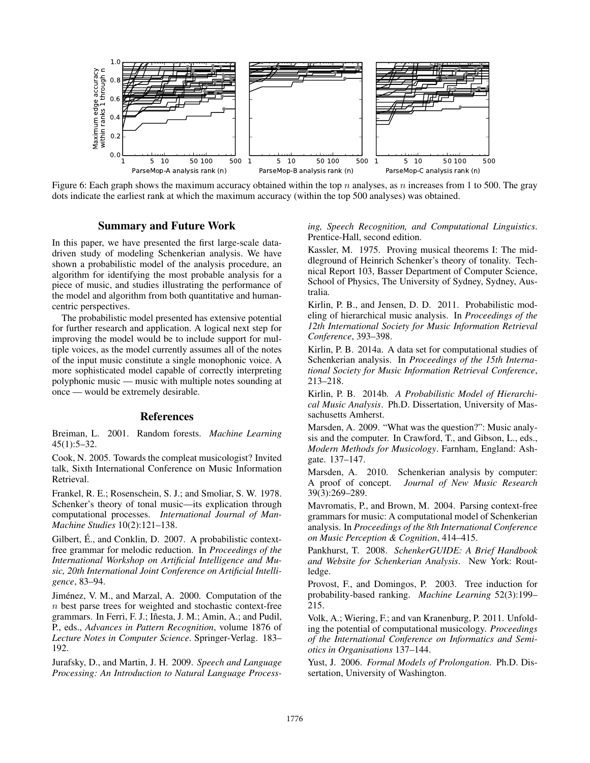Maximum edge accuracy within ranks 1 through n

1.0
0.8
0.6
0.4
0.2
0.0

1 5 10 50 100 500
ParseMop-A analysis rank (n)

1 5 10 50 100 500
ParseMop-B analysis rank (n)

1 5 10 50 100 500
ParseMop-C analysis rank (n)

Figure 6: Each graph shows the maximum accuracy obtained within the top $n$ analyses, as $n$ increases from 1 to 500. The gray dots indicate the earliest rank at which the maximum accuracy (within the top 500 analyses) was obtained.

## Summary and Future Work

In this paper, we have presented the first large-scale data-driven study of modeling Schenkerian analysis. We have shown a probabilistic model of the analysis procedure, an algorithm for identifying the most probable analysis for a piece of music, and studies illustrating the performance of the model and algorithm from both quantitative and human-centric perspectives.

The probabilistic model presented has extensive potential for further research and application. A logical next step for improving the model would be to include support for multiple voices, as the model currently assumes all of the notes of the input music constitute a single monophonic voice. A more sophisticated model capable of correctly interpreting polyphonic music — music with multiple notes sounding at once — would be extremely desirable.

## References

Breiman, L. 2001. Random forests. *Machine Learning* 45(1):5–32.

Cook, N. 2005. Towards the compleat musicologist? Invited talk, Sixth International Conference on Music Information Retrieval.

Frankel, R. E.; Rosenschein, S. J.; and Smoliar, S. W. 1978. Schenker's theory of tonal music—its explication through computational processes. *International Journal of Man-Machine Studies* 10(2):121–138.

Gilbert, É., and Conklin, D. 2007. A probabilistic context-free grammar for melodic reduction. In *Proceedings of the International Workshop on Artificial Intelligence and Music, 20th International Joint Conference on Artificial Intelligence*, 83–94.

Jiménez, V. M., and Marzal, A. 2000. Computation of the $n$ best parse trees for weighted and stochastic context-free grammars. In Ferri, F. J.; Iñesta, J. M.; Amin, A.; and Pudil, P., eds., *Advances in Pattern Recognition*, volume 1876 of *Lecture Notes in Computer Science*. Springer-Verlag. 183–192.

Jurafsky, D., and Martin, J. H. 2009. *Speech and Language Processing: An Introduction to Natural Language Processing, Speech Recognition, and Computational Linguistics*. Prentice-Hall, second edition.

Kassler, M. 1975. Proving musical theorems I: The middleground of Heinrich Schenker's theory of tonality. Technical Report 103, Basser Department of Computer Science, School of Physics, The University of Sydney, Sydney, Australia.

Kirlin, P. B., and Jensen, D. D. 2011. Probabilistic modeling of hierarchical music analysis. In *Proceedings of the 12th International Society for Music Information Retrieval Conference*, 393–398.

Kirlin, P. B. 2014a. A data set for computational studies of Schenkerian analysis. In *Proceedings of the 15th International Society for Music Information Retrieval Conference*, 213–218.

Kirlin, P. B. 2014b. *A Probabilistic Model of Hierarchical Music Analysis*. Ph.D. Dissertation, University of Massachusetts Amherst.

Marsden, A. 2009. "What was the question?": Music analysis and the computer. In Crawford, T., and Gibson, L., eds., *Modern Methods for Musicology*. Farnham, England: Ashgate. 137–147.

Marsden, A. 2010. Schenkerian analysis by computer: A proof of concept. *Journal of New Music Research* 39(3):269–289.

Mavromatis, P., and Brown, M. 2004. Parsing context-free grammars for music: A computational model of Schenkerian analysis. In *Proceedings of the 8th International Conference on Music Perception & Cognition*, 414–415.

Pankhurst, T. 2008. *SchenkerGUIDE: A Brief Handbook and Website for Schenkerian Analysis*. New York: Routledge.

Provost, F., and Domingos, P. 2003. Tree induction for probability-based ranking. *Machine Learning* 52(3):199–215.

Volk, A.; Wiering, F.; and van Kranenburg, P. 2011. Unfolding the potential of computational musicology. *Proceedings of the International Conference on Informatics and Semiotics in Organisations* 137–144.

Yust, J. 2006. *Formal Models of Prolongation*. Ph.D. Dissertation, University of Washington.